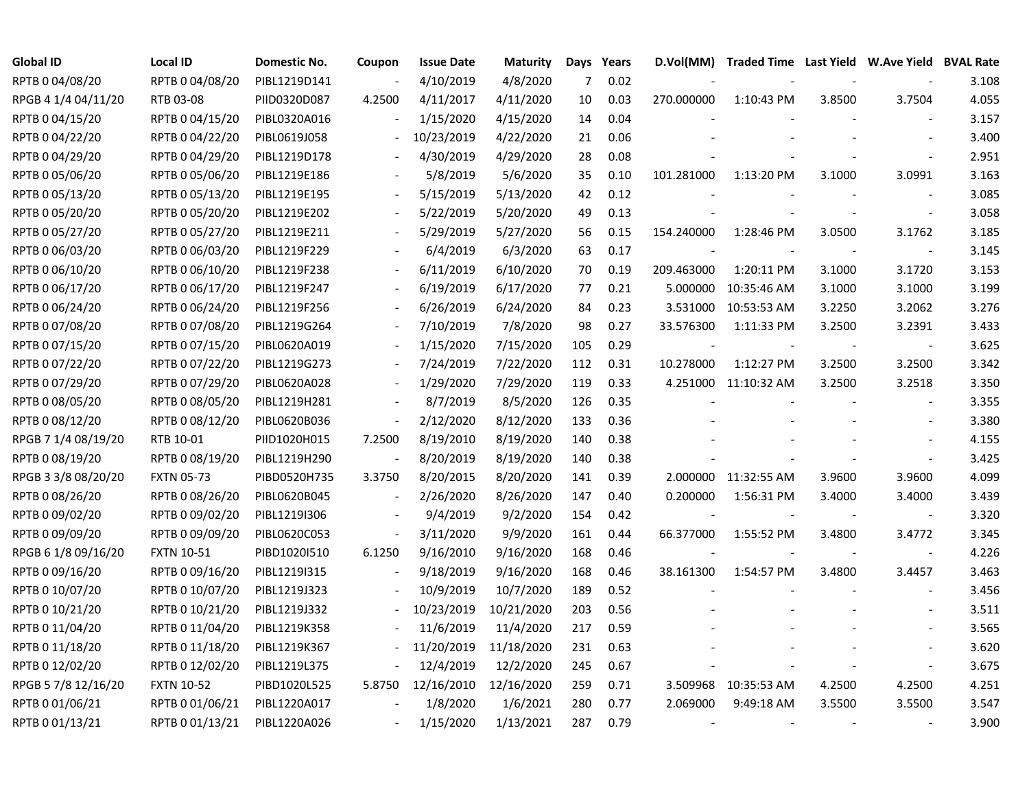| Global ID | Local ID | Domestic No. | Coupon | Issue Date | Maturity | Days | Years | D.Vol(MM) | Traded Time | Last Yield | W.Ave Yield | BVAL Rate |
|---|---|---|---|---|---|---|---|---|---|---|---|---|
| RPTB 0 04/08/20 | RPTB 0 04/08/20 | PIBL1219D141 | - | 4/10/2019 | 4/8/2020 | 7 | 0.02 | - | - | - | - | 3.108 |
| RPGB 4 1/4 04/11/20 | RTB 03-08 | PIID0320D087 | 4.2500 | 4/11/2017 | 4/11/2020 | 10 | 0.03 | 270.000000 | 1:10:43 PM | 3.8500 | 3.7504 | 4.055 |
| RPTB 0 04/15/20 | RPTB 0 04/15/20 | PIBL0320A016 | - | 1/15/2020 | 4/15/2020 | 14 | 0.04 | - | - | - | - | 3.157 |
| RPTB 0 04/22/20 | RPTB 0 04/22/20 | PIBL0619J058 | - | 10/23/2019 | 4/22/2020 | 21 | 0.06 | - | - | - | - | 3.400 |
| RPTB 0 04/29/20 | RPTB 0 04/29/20 | PIBL1219D178 | - | 4/30/2019 | 4/29/2020 | 28 | 0.08 | - | - | - | - | 2.951 |
| RPTB 0 05/06/20 | RPTB 0 05/06/20 | PIBL1219E186 | - | 5/8/2019 | 5/6/2020 | 35 | 0.10 | 101.281000 | 1:13:20 PM | 3.1000 | 3.0991 | 3.163 |
| RPTB 0 05/13/20 | RPTB 0 05/13/20 | PIBL1219E195 | - | 5/15/2019 | 5/13/2020 | 42 | 0.12 | - | - | - | - | 3.085 |
| RPTB 0 05/20/20 | RPTB 0 05/20/20 | PIBL1219E202 | - | 5/22/2019 | 5/20/2020 | 49 | 0.13 | - | - | - | - | 3.058 |
| RPTB 0 05/27/20 | RPTB 0 05/27/20 | PIBL1219E211 | - | 5/29/2019 | 5/27/2020 | 56 | 0.15 | 154.240000 | 1:28:46 PM | 3.0500 | 3.1762 | 3.185 |
| RPTB 0 06/03/20 | RPTB 0 06/03/20 | PIBL1219F229 | - | 6/4/2019 | 6/3/2020 | 63 | 0.17 | - | - | - | - | 3.145 |
| RPTB 0 06/10/20 | RPTB 0 06/10/20 | PIBL1219F238 | - | 6/11/2019 | 6/10/2020 | 70 | 0.19 | 209.463000 | 1:20:11 PM | 3.1000 | 3.1720 | 3.153 |
| RPTB 0 06/17/20 | RPTB 0 06/17/20 | PIBL1219F247 | - | 6/19/2019 | 6/17/2020 | 77 | 0.21 | 5.000000 | 10:35:46 AM | 3.1000 | 3.1000 | 3.199 |
| RPTB 0 06/24/20 | RPTB 0 06/24/20 | PIBL1219F256 | - | 6/26/2019 | 6/24/2020 | 84 | 0.23 | 3.531000 | 10:53:53 AM | 3.2250 | 3.2062 | 3.276 |
| RPTB 0 07/08/20 | RPTB 0 07/08/20 | PIBL1219G264 | - | 7/10/2019 | 7/8/2020 | 98 | 0.27 | 33.576300 | 1:11:33 PM | 3.2500 | 3.2391 | 3.433 |
| RPTB 0 07/15/20 | RPTB 0 07/15/20 | PIBL0620A019 | - | 1/15/2020 | 7/15/2020 | 105 | 0.29 | - | - | - | - | 3.625 |
| RPTB 0 07/22/20 | RPTB 0 07/22/20 | PIBL1219G273 | - | 7/24/2019 | 7/22/2020 | 112 | 0.31 | 10.278000 | 1:12:27 PM | 3.2500 | 3.2500 | 3.342 |
| RPTB 0 07/29/20 | RPTB 0 07/29/20 | PIBL0620A028 | - | 1/29/2020 | 7/29/2020 | 119 | 0.33 | 4.251000 | 11:10:32 AM | 3.2500 | 3.2518 | 3.350 |
| RPTB 0 08/05/20 | RPTB 0 08/05/20 | PIBL1219H281 | - | 8/7/2019 | 8/5/2020 | 126 | 0.35 | - | - | - | - | 3.355 |
| RPTB 0 08/12/20 | RPTB 0 08/12/20 | PIBL0620B036 | - | 2/12/2020 | 8/12/2020 | 133 | 0.36 | - | - | - | - | 3.380 |
| RPGB 7 1/4 08/19/20 | RTB 10-01 | PIID1020H015 | 7.2500 | 8/19/2010 | 8/19/2020 | 140 | 0.38 | - | - | - | - | 4.155 |
| RPTB 0 08/19/20 | RPTB 0 08/19/20 | PIBL1219H290 | - | 8/20/2019 | 8/19/2020 | 140 | 0.38 | - | - | - | - | 3.425 |
| RPGB 3 3/8 08/20/20 | FXTN 05-73 | PIBD0520H735 | 3.3750 | 8/20/2015 | 8/20/2020 | 141 | 0.39 | 2.000000 | 11:32:55 AM | 3.9600 | 3.9600 | 4.099 |
| RPTB 0 08/26/20 | RPTB 0 08/26/20 | PIBL0620B045 | - | 2/26/2020 | 8/26/2020 | 147 | 0.40 | 0.200000 | 1:56:31 PM | 3.4000 | 3.4000 | 3.439 |
| RPTB 0 09/02/20 | RPTB 0 09/02/20 | PIBL1219I306 | - | 9/4/2019 | 9/2/2020 | 154 | 0.42 | - | - | - | - | 3.320 |
| RPTB 0 09/09/20 | RPTB 0 09/09/20 | PIBL0620C053 | - | 3/11/2020 | 9/9/2020 | 161 | 0.44 | 66.377000 | 1:55:52 PM | 3.4800 | 3.4772 | 3.345 |
| RPGB 6 1/8 09/16/20 | FXTN 10-51 | PIBD1020I510 | 6.1250 | 9/16/2010 | 9/16/2020 | 168 | 0.46 | - | - | - | - | 4.226 |
| RPTB 0 09/16/20 | RPTB 0 09/16/20 | PIBL1219I315 | - | 9/18/2019 | 9/16/2020 | 168 | 0.46 | 38.161300 | 1:54:57 PM | 3.4800 | 3.4457 | 3.463 |
| RPTB 0 10/07/20 | RPTB 0 10/07/20 | PIBL1219J323 | - | 10/9/2019 | 10/7/2020 | 189 | 0.52 | - | - | - | - | 3.456 |
| RPTB 0 10/21/20 | RPTB 0 10/21/20 | PIBL1219J332 | - | 10/23/2019 | 10/21/2020 | 203 | 0.56 | - | - | - | - | 3.511 |
| RPTB 0 11/04/20 | RPTB 0 11/04/20 | PIBL1219K358 | - | 11/6/2019 | 11/4/2020 | 217 | 0.59 | - | - | - | - | 3.565 |
| RPTB 0 11/18/20 | RPTB 0 11/18/20 | PIBL1219K367 | - | 11/20/2019 | 11/18/2020 | 231 | 0.63 | - | - | - | - | 3.620 |
| RPTB 0 12/02/20 | RPTB 0 12/02/20 | PIBL1219L375 | - | 12/4/2019 | 12/2/2020 | 245 | 0.67 | - | - | - | - | 3.675 |
| RPGB 5 7/8 12/16/20 | FXTN 10-52 | PIBD1020L525 | 5.8750 | 12/16/2010 | 12/16/2020 | 259 | 0.71 | 3.509968 | 10:35:53 AM | 4.2500 | 4.2500 | 4.251 |
| RPTB 0 01/06/21 | RPTB 0 01/06/21 | PIBL1220A017 | - | 1/8/2020 | 1/6/2021 | 280 | 0.77 | 2.069000 | 9:49:18 AM | 3.5500 | 3.5500 | 3.547 |
| RPTB 0 01/13/21 | RPTB 0 01/13/21 | PIBL1220A026 | - | 1/15/2020 | 1/13/2021 | 287 | 0.79 | - | - | - | - | 3.900 |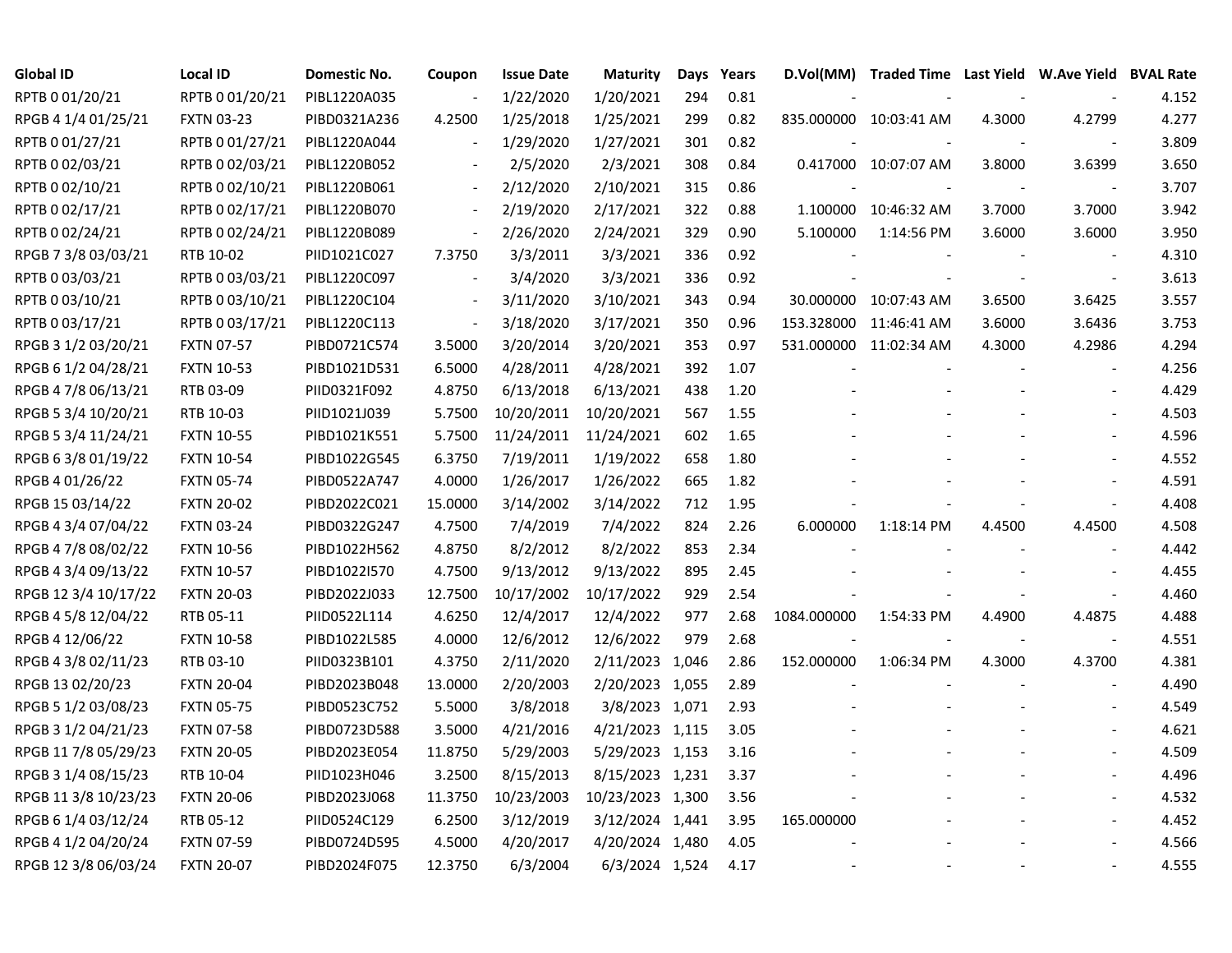| Global ID | Local ID | Domestic No. | Coupon | Issue Date | Maturity | Days | Years | D.Vol(MM) | Traded Time | Last Yield | W.Ave Yield | BVAL Rate |
|---|---|---|---|---|---|---|---|---|---|---|---|---|
| RPTB 0 01/20/21 | RPTB 0 01/20/21 | PIBL1220A035 | - | 1/22/2020 | 1/20/2021 | 294 | 0.81 | - | - | - | - | 4.152 |
| RPGB 4 1/4 01/25/21 | FXTN 03-23 | PIBD0321A236 | 4.2500 | 1/25/2018 | 1/25/2021 | 299 | 0.82 | 835.000000 | 10:03:41 AM | 4.3000 | 4.2799 | 4.277 |
| RPTB 0 01/27/21 | RPTB 0 01/27/21 | PIBL1220A044 | - | 1/29/2020 | 1/27/2021 | 301 | 0.82 | - | - | - | - | 3.809 |
| RPTB 0 02/03/21 | RPTB 0 02/03/21 | PIBL1220B052 | - | 2/5/2020 | 2/3/2021 | 308 | 0.84 | 0.417000 | 10:07:07 AM | 3.8000 | 3.6399 | 3.650 |
| RPTB 0 02/10/21 | RPTB 0 02/10/21 | PIBL1220B061 | - | 2/12/2020 | 2/10/2021 | 315 | 0.86 | - | - | - | - | 3.707 |
| RPTB 0 02/17/21 | RPTB 0 02/17/21 | PIBL1220B070 | - | 2/19/2020 | 2/17/2021 | 322 | 0.88 | 1.100000 | 10:46:32 AM | 3.7000 | 3.7000 | 3.942 |
| RPTB 0 02/24/21 | RPTB 0 02/24/21 | PIBL1220B089 | - | 2/26/2020 | 2/24/2021 | 329 | 0.90 | 5.100000 | 1:14:56 PM | 3.6000 | 3.6000 | 3.950 |
| RPGB 7 3/8 03/03/21 | RTB 10-02 | PIID1021C027 | 7.3750 | 3/3/2011 | 3/3/2021 | 336 | 0.92 | - | - | - | - | 4.310 |
| RPTB 0 03/03/21 | RPTB 0 03/03/21 | PIBL1220C097 | - | 3/4/2020 | 3/3/2021 | 336 | 0.92 | - | - | - | - | 3.613 |
| RPTB 0 03/10/21 | RPTB 0 03/10/21 | PIBL1220C104 | - | 3/11/2020 | 3/10/2021 | 343 | 0.94 | 30.000000 | 10:07:43 AM | 3.6500 | 3.6425 | 3.557 |
| RPTB 0 03/17/21 | RPTB 0 03/17/21 | PIBL1220C113 | - | 3/18/2020 | 3/17/2021 | 350 | 0.96 | 153.328000 | 11:46:41 AM | 3.6000 | 3.6436 | 3.753 |
| RPGB 3 1/2 03/20/21 | FXTN 07-57 | PIBD0721C574 | 3.5000 | 3/20/2014 | 3/20/2021 | 353 | 0.97 | 531.000000 | 11:02:34 AM | 4.3000 | 4.2986 | 4.294 |
| RPGB 6 1/2 04/28/21 | FXTN 10-53 | PIBD1021D531 | 6.5000 | 4/28/2011 | 4/28/2021 | 392 | 1.07 | - | - | - | - | 4.256 |
| RPGB 4 7/8 06/13/21 | RTB 03-09 | PIID0321F092 | 4.8750 | 6/13/2018 | 6/13/2021 | 438 | 1.20 | - | - | - | - | 4.429 |
| RPGB 5 3/4 10/20/21 | RTB 10-03 | PIID1021J039 | 5.7500 | 10/20/2011 | 10/20/2021 | 567 | 1.55 | - | - | - | - | 4.503 |
| RPGB 5 3/4 11/24/21 | FXTN 10-55 | PIBD1021K551 | 5.7500 | 11/24/2011 | 11/24/2021 | 602 | 1.65 | - | - | - | - | 4.596 |
| RPGB 6 3/8 01/19/22 | FXTN 10-54 | PIBD1022G545 | 6.3750 | 7/19/2011 | 1/19/2022 | 658 | 1.80 | - | - | - | - | 4.552 |
| RPGB 4 01/26/22 | FXTN 05-74 | PIBD0522A747 | 4.0000 | 1/26/2017 | 1/26/2022 | 665 | 1.82 | - | - | - | - | 4.591 |
| RPGB 15 03/14/22 | FXTN 20-02 | PIBD2022C021 | 15.0000 | 3/14/2002 | 3/14/2022 | 712 | 1.95 | - | - | - | - | 4.408 |
| RPGB 4 3/4 07/04/22 | FXTN 03-24 | PIBD0322G247 | 4.7500 | 7/4/2019 | 7/4/2022 | 824 | 2.26 | 6.000000 | 1:18:14 PM | 4.4500 | 4.4500 | 4.508 |
| RPGB 4 7/8 08/02/22 | FXTN 10-56 | PIBD1022H562 | 4.8750 | 8/2/2012 | 8/2/2022 | 853 | 2.34 | - | - | - | - | 4.442 |
| RPGB 4 3/4 09/13/22 | FXTN 10-57 | PIBD1022I570 | 4.7500 | 9/13/2012 | 9/13/2022 | 895 | 2.45 | - | - | - | - | 4.455 |
| RPGB 12 3/4 10/17/22 | FXTN 20-03 | PIBD2022J033 | 12.7500 | 10/17/2002 | 10/17/2022 | 929 | 2.54 | - | - | - | - | 4.460 |
| RPGB 4 5/8 12/04/22 | RTB 05-11 | PIID0522L114 | 4.6250 | 12/4/2017 | 12/4/2022 | 977 | 2.68 | 1084.000000 | 1:54:33 PM | 4.4900 | 4.4875 | 4.488 |
| RPGB 4 12/06/22 | FXTN 10-58 | PIBD1022L585 | 4.0000 | 12/6/2012 | 12/6/2022 | 979 | 2.68 | - | - | - | - | 4.551 |
| RPGB 4 3/8 02/11/23 | RTB 03-10 | PIID0323B101 | 4.3750 | 2/11/2020 | 2/11/2023 | 1,046 | 2.86 | 152.000000 | 1:06:34 PM | 4.3000 | 4.3700 | 4.381 |
| RPGB 13 02/20/23 | FXTN 20-04 | PIBD2023B048 | 13.0000 | 2/20/2003 | 2/20/2023 | 1,055 | 2.89 | - | - | - | - | 4.490 |
| RPGB 5 1/2 03/08/23 | FXTN 05-75 | PIBD0523C752 | 5.5000 | 3/8/2018 | 3/8/2023 | 1,071 | 2.93 | - | - | - | - | 4.549 |
| RPGB 3 1/2 04/21/23 | FXTN 07-58 | PIBD0723D588 | 3.5000 | 4/21/2016 | 4/21/2023 | 1,115 | 3.05 | - | - | - | - | 4.621 |
| RPGB 11 7/8 05/29/23 | FXTN 20-05 | PIBD2023E054 | 11.8750 | 5/29/2003 | 5/29/2023 | 1,153 | 3.16 | - | - | - | - | 4.509 |
| RPGB 3 1/4 08/15/23 | RTB 10-04 | PIID1023H046 | 3.2500 | 8/15/2013 | 8/15/2023 | 1,231 | 3.37 | - | - | - | - | 4.496 |
| RPGB 11 3/8 10/23/23 | FXTN 20-06 | PIBD2023J068 | 11.3750 | 10/23/2003 | 10/23/2023 | 1,300 | 3.56 | - | - | - | - | 4.532 |
| RPGB 6 1/4 03/12/24 | RTB 05-12 | PIID0524C129 | 6.2500 | 3/12/2019 | 3/12/2024 | 1,441 | 3.95 | 165.000000 | - | - | - | 4.452 |
| RPGB 4 1/2 04/20/24 | FXTN 07-59 | PIBD0724D595 | 4.5000 | 4/20/2017 | 4/20/2024 | 1,480 | 4.05 | - | - | - | - | 4.566 |
| RPGB 12 3/8 06/03/24 | FXTN 20-07 | PIBD2024F075 | 12.3750 | 6/3/2004 | 6/3/2024 | 1,524 | 4.17 | - | - | - | - | 4.555 |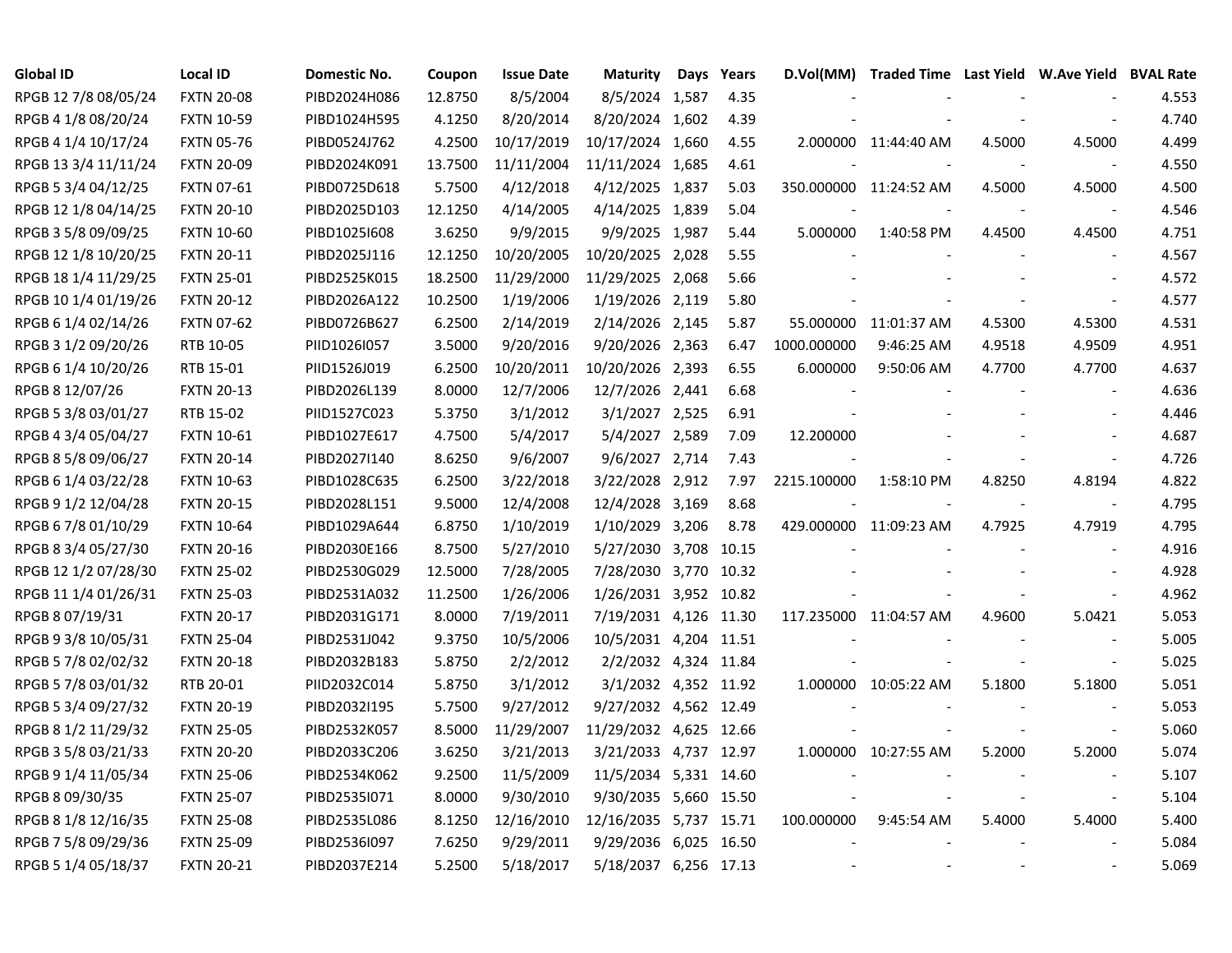| Global ID | Local ID | Domestic No. | Coupon | Issue Date | Maturity | Days | Years | D.Vol(MM) | Traded Time | Last Yield | W.Ave Yield | BVAL Rate |
|---|---|---|---|---|---|---|---|---|---|---|---|---|
| RPGB 12 7/8 08/05/24 | FXTN 20-08 | PIBD2024H086 | 12.8750 | 8/5/2004 | 8/5/2024 | 1,587 | 4.35 | - | - | - | - | 4.553 |
| RPGB 4 1/8 08/20/24 | FXTN 10-59 | PIBD1024H595 | 4.1250 | 8/20/2014 | 8/20/2024 | 1,602 | 4.39 | - | - | - | - | 4.740 |
| RPGB 4 1/4 10/17/24 | FXTN 05-76 | PIBD0524J762 | 4.2500 | 10/17/2019 | 10/17/2024 | 1,660 | 4.55 | 2.000000 | 11:44:40 AM | 4.5000 | 4.5000 | 4.499 |
| RPGB 13 3/4 11/11/24 | FXTN 20-09 | PIBD2024K091 | 13.7500 | 11/11/2004 | 11/11/2024 | 1,685 | 4.61 | - | - | - | - | 4.550 |
| RPGB 5 3/4 04/12/25 | FXTN 07-61 | PIBD0725D618 | 5.7500 | 4/12/2018 | 4/12/2025 | 1,837 | 5.03 | 350.000000 | 11:24:52 AM | 4.5000 | 4.5000 | 4.500 |
| RPGB 12 1/8 04/14/25 | FXTN 20-10 | PIBD2025D103 | 12.1250 | 4/14/2005 | 4/14/2025 | 1,839 | 5.04 | - | - | - | - | 4.546 |
| RPGB 3 5/8 09/09/25 | FXTN 10-60 | PIBD1025I608 | 3.6250 | 9/9/2015 | 9/9/2025 | 1,987 | 5.44 | 5.000000 | 1:40:58 PM | 4.4500 | 4.4500 | 4.751 |
| RPGB 12 1/8 10/20/25 | FXTN 20-11 | PIBD2025J116 | 12.1250 | 10/20/2005 | 10/20/2025 | 2,028 | 5.55 | - | - | - | - | 4.567 |
| RPGB 18 1/4 11/29/25 | FXTN 25-01 | PIBD2525K015 | 18.2500 | 11/29/2000 | 11/29/2025 | 2,068 | 5.66 | - | - | - | - | 4.572 |
| RPGB 10 1/4 01/19/26 | FXTN 20-12 | PIBD2026A122 | 10.2500 | 1/19/2006 | 1/19/2026 | 2,119 | 5.80 | - | - | - | - | 4.577 |
| RPGB 6 1/4 02/14/26 | FXTN 07-62 | PIBD0726B627 | 6.2500 | 2/14/2019 | 2/14/2026 | 2,145 | 5.87 | 55.000000 | 11:01:37 AM | 4.5300 | 4.5300 | 4.531 |
| RPGB 3 1/2 09/20/26 | RTB 10-05 | PIID1026I057 | 3.5000 | 9/20/2016 | 9/20/2026 | 2,363 | 6.47 | 1000.000000 | 9:46:25 AM | 4.9518 | 4.9509 | 4.951 |
| RPGB 6 1/4 10/20/26 | RTB 15-01 | PIID1526J019 | 6.2500 | 10/20/2011 | 10/20/2026 | 2,393 | 6.55 | 6.000000 | 9:50:06 AM | 4.7700 | 4.7700 | 4.637 |
| RPGB 8 12/07/26 | FXTN 20-13 | PIBD2026L139 | 8.0000 | 12/7/2006 | 12/7/2026 | 2,441 | 6.68 | - | - | - | - | 4.636 |
| RPGB 5 3/8 03/01/27 | RTB 15-02 | PIID1527C023 | 5.3750 | 3/1/2012 | 3/1/2027 | 2,525 | 6.91 | - | - | - | - | 4.446 |
| RPGB 4 3/4 05/04/27 | FXTN 10-61 | PIBD1027E617 | 4.7500 | 5/4/2017 | 5/4/2027 | 2,589 | 7.09 | 12.200000 | - | - | - | 4.687 |
| RPGB 8 5/8 09/06/27 | FXTN 20-14 | PIBD2027I140 | 8.6250 | 9/6/2007 | 9/6/2027 | 2,714 | 7.43 | - | - | - | - | 4.726 |
| RPGB 6 1/4 03/22/28 | FXTN 10-63 | PIBD1028C635 | 6.2500 | 3/22/2018 | 3/22/2028 | 2,912 | 7.97 | 2215.100000 | 1:58:10 PM | 4.8250 | 4.8194 | 4.822 |
| RPGB 9 1/2 12/04/28 | FXTN 20-15 | PIBD2028L151 | 9.5000 | 12/4/2008 | 12/4/2028 | 3,169 | 8.68 | - | - | - | - | 4.795 |
| RPGB 6 7/8 01/10/29 | FXTN 10-64 | PIBD1029A644 | 6.8750 | 1/10/2019 | 1/10/2029 | 3,206 | 8.78 | 429.000000 | 11:09:23 AM | 4.7925 | 4.7919 | 4.795 |
| RPGB 8 3/4 05/27/30 | FXTN 20-16 | PIBD2030E166 | 8.7500 | 5/27/2010 | 5/27/2030 | 3,708 | 10.15 | - | - | - | - | 4.916 |
| RPGB 12 1/2 07/28/30 | FXTN 25-02 | PIBD2530G029 | 12.5000 | 7/28/2005 | 7/28/2030 | 3,770 | 10.32 | - | - | - | - | 4.928 |
| RPGB 11 1/4 01/26/31 | FXTN 25-03 | PIBD2531A032 | 11.2500 | 1/26/2006 | 1/26/2031 | 3,952 | 10.82 | - | - | - | - | 4.962 |
| RPGB 8 07/19/31 | FXTN 20-17 | PIBD2031G171 | 8.0000 | 7/19/2011 | 7/19/2031 | 4,126 | 11.30 | 117.235000 | 11:04:57 AM | 4.9600 | 5.0421 | 5.053 |
| RPGB 9 3/8 10/05/31 | FXTN 25-04 | PIBD2531J042 | 9.3750 | 10/5/2006 | 10/5/2031 | 4,204 | 11.51 | - | - | - | - | 5.005 |
| RPGB 5 7/8 02/02/32 | FXTN 20-18 | PIBD2032B183 | 5.8750 | 2/2/2012 | 2/2/2032 | 4,324 | 11.84 | - | - | - | - | 5.025 |
| RPGB 5 7/8 03/01/32 | RTB 20-01 | PIID2032C014 | 5.8750 | 3/1/2012 | 3/1/2032 | 4,352 | 11.92 | 1.000000 | 10:05:22 AM | 5.1800 | 5.1800 | 5.051 |
| RPGB 5 3/4 09/27/32 | FXTN 20-19 | PIBD2032I195 | 5.7500 | 9/27/2012 | 9/27/2032 | 4,562 | 12.49 | - | - | - | - | 5.053 |
| RPGB 8 1/2 11/29/32 | FXTN 25-05 | PIBD2532K057 | 8.5000 | 11/29/2007 | 11/29/2032 | 4,625 | 12.66 | - | - | - | - | 5.060 |
| RPGB 3 5/8 03/21/33 | FXTN 20-20 | PIBD2033C206 | 3.6250 | 3/21/2013 | 3/21/2033 | 4,737 | 12.97 | 1.000000 | 10:27:55 AM | 5.2000 | 5.2000 | 5.074 |
| RPGB 9 1/4 11/05/34 | FXTN 25-06 | PIBD2534K062 | 9.2500 | 11/5/2009 | 11/5/2034 | 5,331 | 14.60 | - | - | - | - | 5.107 |
| RPGB 8 09/30/35 | FXTN 25-07 | PIBD2535I071 | 8.0000 | 9/30/2010 | 9/30/2035 | 5,660 | 15.50 | - | - | - | - | 5.104 |
| RPGB 8 1/8 12/16/35 | FXTN 25-08 | PIBD2535L086 | 8.1250 | 12/16/2010 | 12/16/2035 | 5,737 | 15.71 | 100.000000 | 9:45:54 AM | 5.4000 | 5.4000 | 5.400 |
| RPGB 7 5/8 09/29/36 | FXTN 25-09 | PIBD2536I097 | 7.6250 | 9/29/2011 | 9/29/2036 | 6,025 | 16.50 | - | - | - | - | 5.084 |
| RPGB 5 1/4 05/18/37 | FXTN 20-21 | PIBD2037E214 | 5.2500 | 5/18/2017 | 5/18/2037 | 6,256 | 17.13 | - | - | - | - | 5.069 |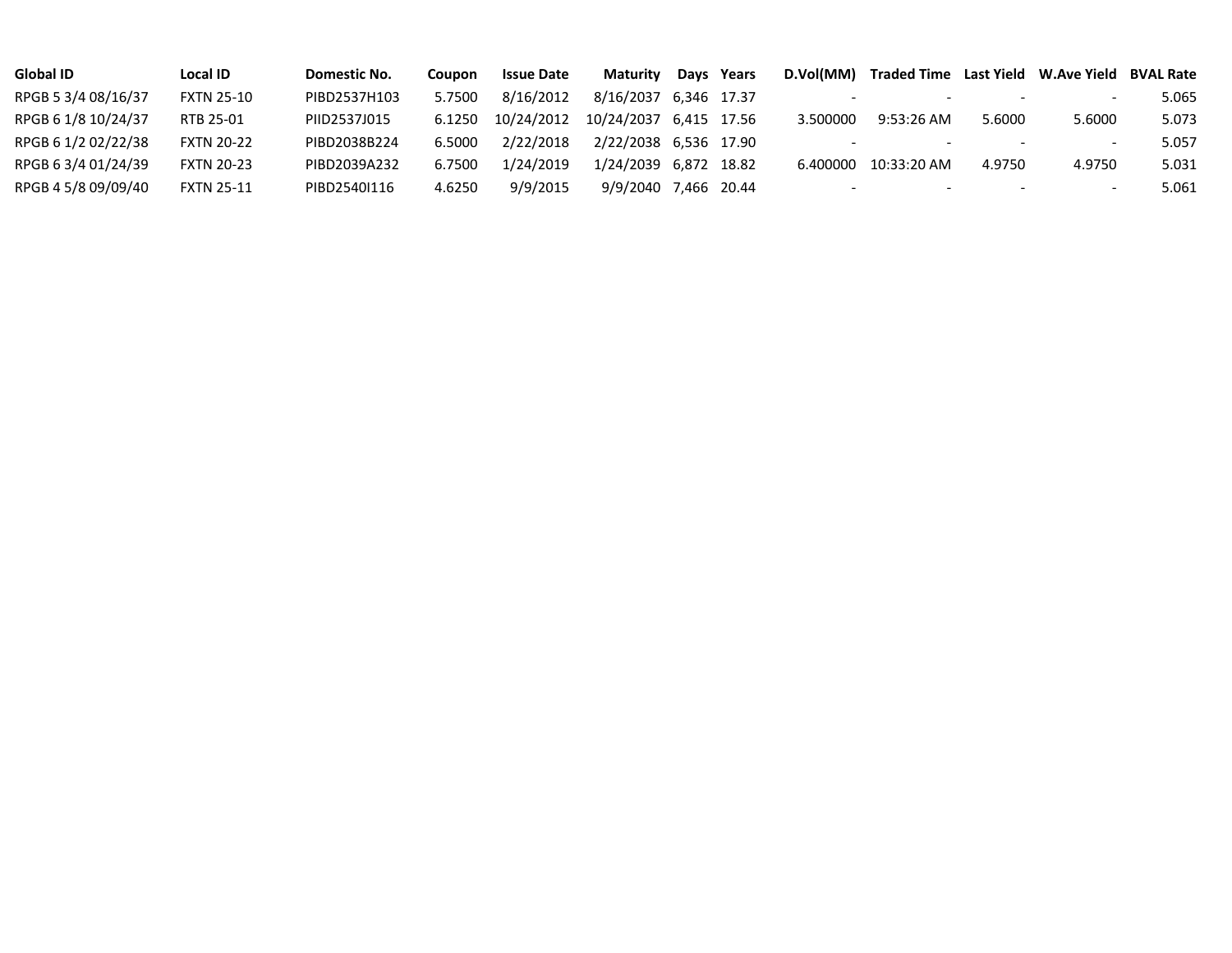| Global ID | Local ID | Domestic No. | Coupon | Issue Date | Maturity | Days | Years | D.Vol(MM) | Traded Time | Last Yield | W.Ave Yield | BVAL Rate |
|---|---|---|---|---|---|---|---|---|---|---|---|---|
| RPGB 5 3/4 08/16/37 | FXTN 25-10 | PIBD2537H103 | 5.7500 | 8/16/2012 | 8/16/2037 | 6,346 | 17.37 | - | - | - | - | 5.065 |
| RPGB 6 1/8 10/24/37 | RTB 25-01 | PIID2537J015 | 6.1250 | 10/24/2012 | 10/24/2037 | 6,415 | 17.56 | 3.500000 | 9:53:26 AM | 5.6000 | 5.6000 | 5.073 |
| RPGB 6 1/2 02/22/38 | FXTN 20-22 | PIBD2038B224 | 6.5000 | 2/22/2018 | 2/22/2038 | 6,536 | 17.90 | - | - | - | - | 5.057 |
| RPGB 6 3/4 01/24/39 | FXTN 20-23 | PIBD2039A232 | 6.7500 | 1/24/2019 | 1/24/2039 | 6,872 | 18.82 | 6.400000 | 10:33:20 AM | 4.9750 | 4.9750 | 5.031 |
| RPGB 4 5/8 09/09/40 | FXTN 25-11 | PIBD2540I116 | 4.6250 | 9/9/2015 | 9/9/2040 | 7,466 | 20.44 | - | - | - | - | 5.061 |